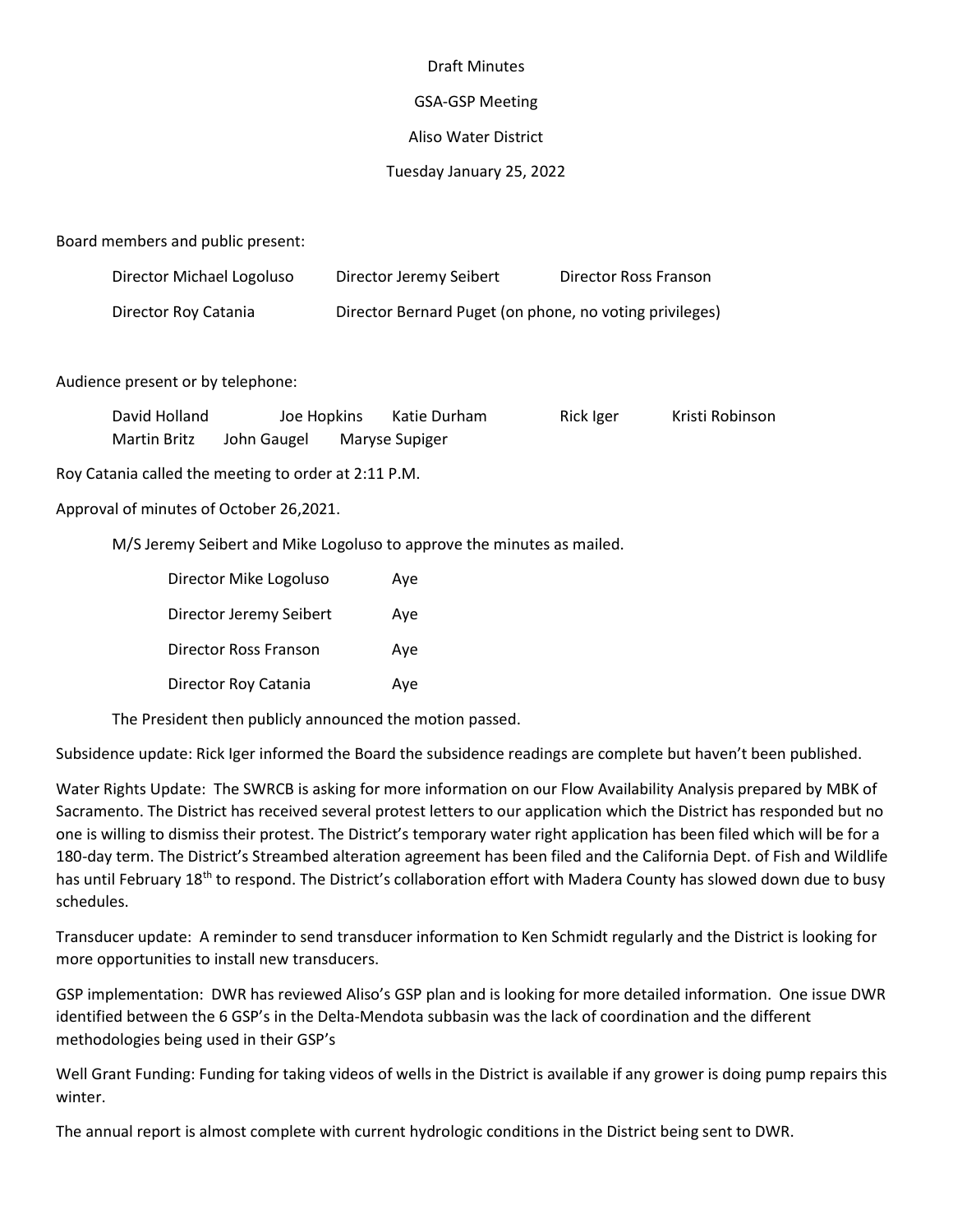Draft Minutes

GSA-GSP Meeting

Aliso Water District

Tuesday January 25, 2022

Board members and public present:

Director Michael Logoluso　　Director Jeremy Seibert　　Director Ross Franson

Director Roy Catania　　Director Bernard Puget (on phone, no voting privileges)

Audience present or by telephone:

David Holland　　Joe Hopkins　　Katie Durham　　Rick Iger　　Kristi Robinson
Martin Britz　　John Gaugel　　Maryse Supiger

Roy Catania called the meeting to order at 2:11 P.M.

Approval of minutes of October 26,2021.

M/S Jeremy Seibert and Mike Logoluso to approve the minutes as mailed.

| | |
|---|---|
| Director Mike Logoluso | Aye |
| Director Jeremy Seibert | Aye |
| Director Ross Franson | Aye |
| Director Roy Catania | Aye |

The President then publicly announced the motion passed.

Subsidence update: Rick Iger informed the Board the subsidence readings are complete but haven't been published.

Water Rights Update: The SWRCB is asking for more information on our Flow Availability Analysis prepared by MBK of Sacramento. The District has received several protest letters to our application which the District has responded but no one is willing to dismiss their protest. The District's temporary water right application has been filed which will be for a 180-day term. The District's Streambed alteration agreement has been filed and the California Dept. of Fish and Wildlife has until February 18th to respond. The District's collaboration effort with Madera County has slowed down due to busy schedules.

Transducer update: A reminder to send transducer information to Ken Schmidt regularly and the District is looking for more opportunities to install new transducers.

GSP implementation: DWR has reviewed Aliso's GSP plan and is looking for more detailed information. One issue DWR identified between the 6 GSP's in the Delta-Mendota subbasin was the lack of coordination and the different methodologies being used in their GSP's

Well Grant Funding: Funding for taking videos of wells in the District is available if any grower is doing pump repairs this winter.

The annual report is almost complete with current hydrologic conditions in the District being sent to DWR.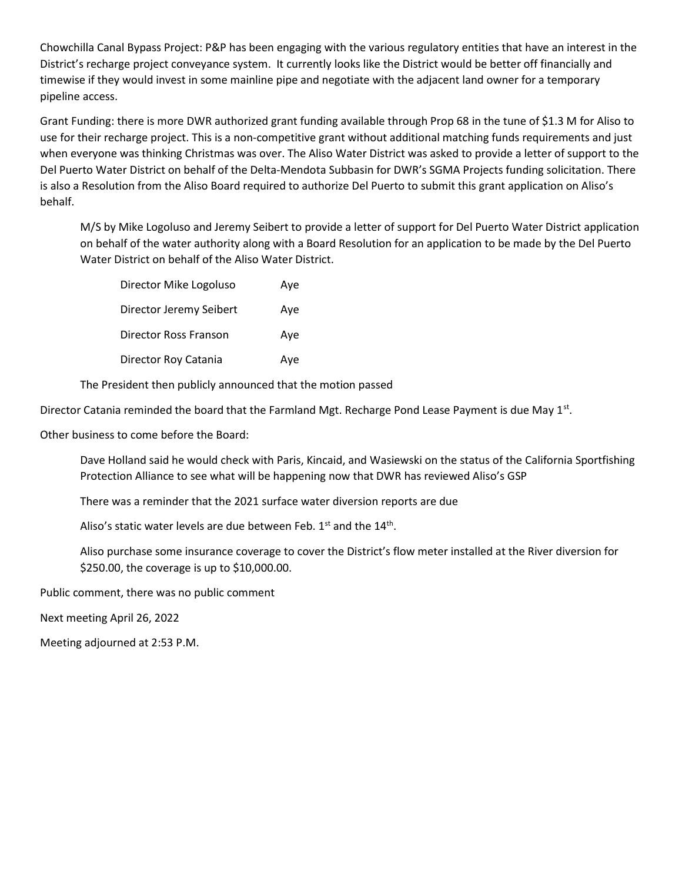Chowchilla Canal Bypass Project: P&P has been engaging with the various regulatory entities that have an interest in the District's recharge project conveyance system. It currently looks like the District would be better off financially and timewise if they would invest in some mainline pipe and negotiate with the adjacent land owner for a temporary pipeline access.

Grant Funding: there is more DWR authorized grant funding available through Prop 68 in the tune of $1.3 M for Aliso to use for their recharge project. This is a non-competitive grant without additional matching funds requirements and just when everyone was thinking Christmas was over. The Aliso Water District was asked to provide a letter of support to the Del Puerto Water District on behalf of the Delta-Mendota Subbasin for DWR's SGMA Projects funding solicitation. There is also a Resolution from the Aliso Board required to authorize Del Puerto to submit this grant application on Aliso's behalf.

> M/S by Mike Logoluso and Jeremy Seibert to provide a letter of support for Del Puerto Water District application on behalf of the water authority along with a Board Resolution for an application to be made by the Del Puerto Water District on behalf of the Aliso Water District.
>
> | | |
> |---|---|
> | Director Mike Logoluso | Aye |
> | Director Jeremy Seibert | Aye |
> | Director Ross Franson | Aye |
> | Director Roy Catania | Aye |
>
> The President then publicly announced that the motion passed

Director Catania reminded the board that the Farmland Mgt. Recharge Pond Lease Payment is due May 1st.

Other business to come before the Board:

> Dave Holland said he would check with Paris, Kincaid, and Wasiewski on the status of the California Sportfishing Protection Alliance to see what will be happening now that DWR has reviewed Aliso's GSP
>
> There was a reminder that the 2021 surface water diversion reports are due
>
> Aliso's static water levels are due between Feb. 1st and the 14th.
>
> Aliso purchase some insurance coverage to cover the District's flow meter installed at the River diversion for $250.00, the coverage is up to $10,000.00.

Public comment, there was no public comment

Next meeting April 26, 2022

Meeting adjourned at 2:53 P.M.